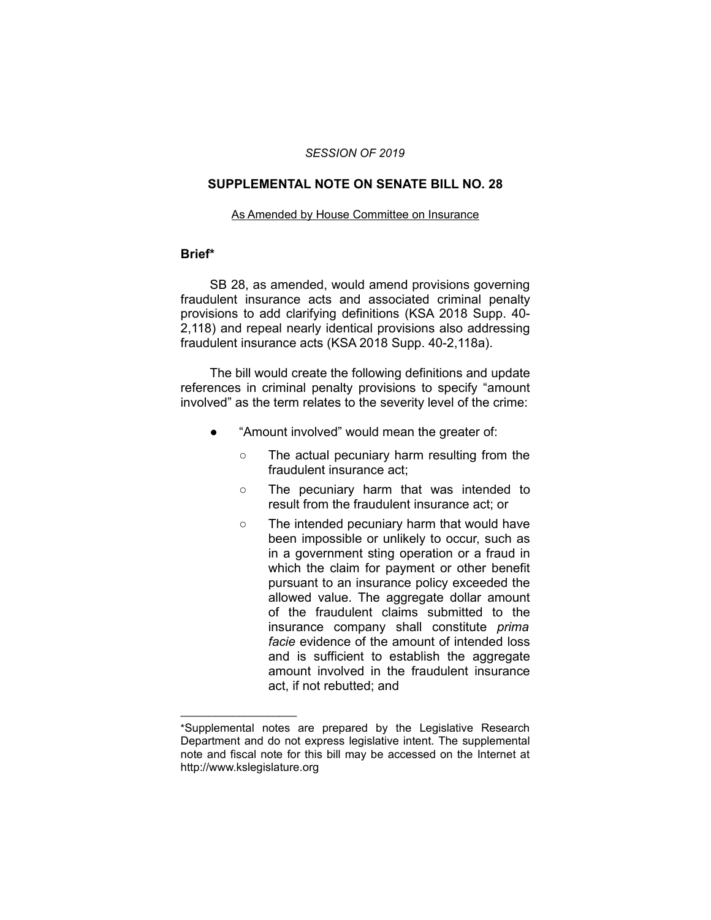*SESSION OF 2019*

# SUPPLEMENTAL NOTE ON SENATE BILL NO. 28

As Amended by House Committee on Insurance

## Brief*

SB 28, as amended, would amend provisions governing fraudulent insurance acts and associated criminal penalty provisions to add clarifying definitions (KSA 2018 Supp. 40-2,118) and repeal nearly identical provisions also addressing fraudulent insurance acts (KSA 2018 Supp. 40-2,118a).

The bill would create the following definitions and update references in criminal penalty provisions to specify "amount involved" as the term relates to the severity level of the crime:

- "Amount involved" would mean the greater of:
  - The actual pecuniary harm resulting from the fraudulent insurance act;
  - The pecuniary harm that was intended to result from the fraudulent insurance act; or
  - The intended pecuniary harm that would have been impossible or unlikely to occur, such as in a government sting operation or a fraud in which the claim for payment or other benefit pursuant to an insurance policy exceeded the allowed value. The aggregate dollar amount of the fraudulent claims submitted to the insurance company shall constitute *prima facie* evidence of the amount of intended loss and is sufficient to establish the aggregate amount involved in the fraudulent insurance act, if not rebutted; and

---

*Supplemental notes are prepared by the Legislative Research Department and do not express legislative intent. The supplemental note and fiscal note for this bill may be accessed on the Internet at http://www.kslegislature.org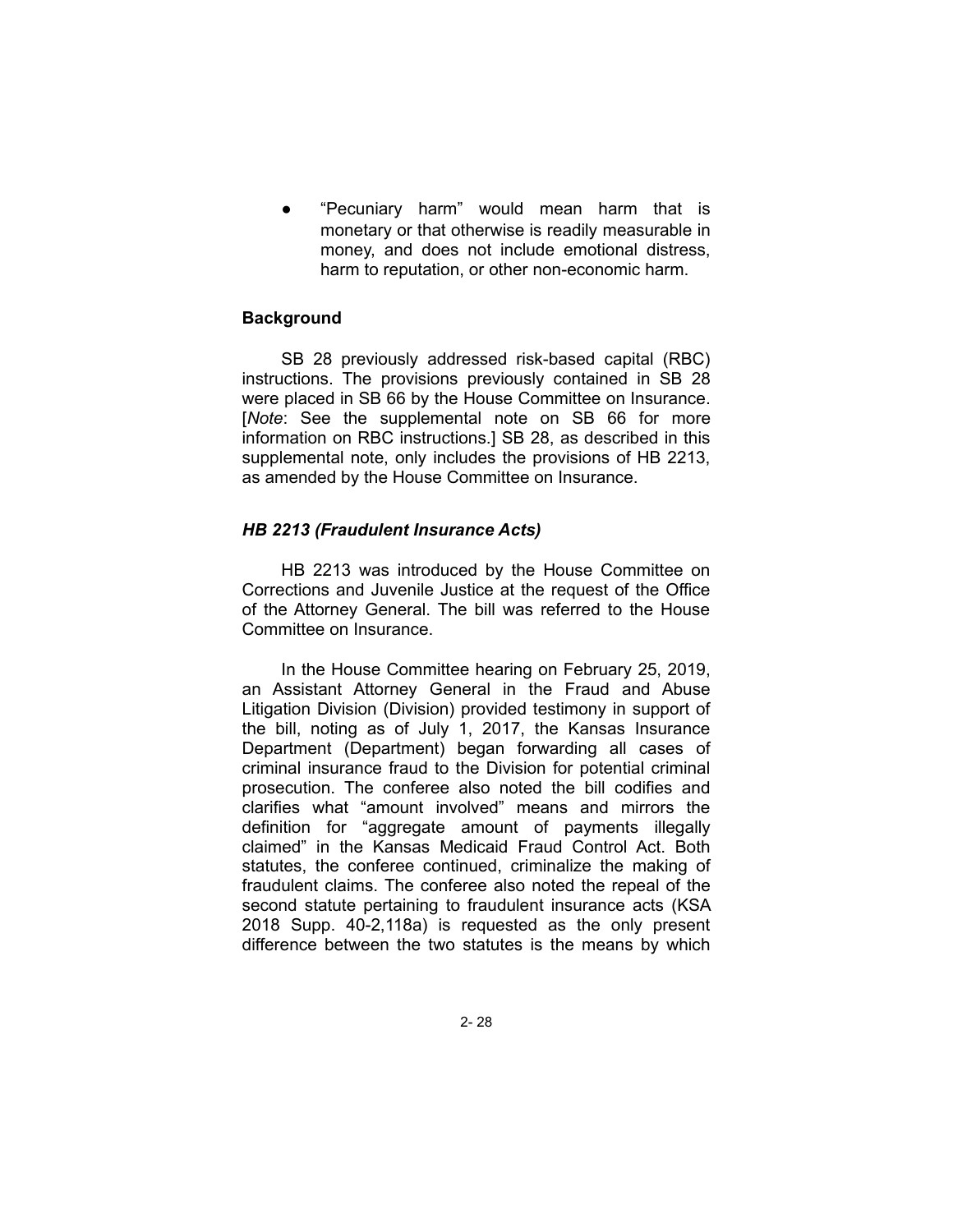- "Pecuniary harm" would mean harm that is monetary or that otherwise is readily measurable in money, and does not include emotional distress, harm to reputation, or other non-economic harm.

### Background

SB 28 previously addressed risk-based capital (RBC) instructions. The provisions previously contained in SB 28 were placed in SB 66 by the House Committee on Insurance. [*Note*: See the supplemental note on SB 66 for more information on RBC instructions.] SB 28, as described in this supplemental note, only includes the provisions of HB 2213, as amended by the House Committee on Insurance.

#### *HB 2213 (Fraudulent Insurance Acts)*

HB 2213 was introduced by the House Committee on Corrections and Juvenile Justice at the request of the Office of the Attorney General. The bill was referred to the House Committee on Insurance.

In the House Committee hearing on February 25, 2019, an Assistant Attorney General in the Fraud and Abuse Litigation Division (Division) provided testimony in support of the bill, noting as of July 1, 2017, the Kansas Insurance Department (Department) began forwarding all cases of criminal insurance fraud to the Division for potential criminal prosecution. The conferee also noted the bill codifies and clarifies what "amount involved" means and mirrors the definition for "aggregate amount of payments illegally claimed" in the Kansas Medicaid Fraud Control Act. Both statutes, the conferee continued, criminalize the making of fraudulent claims. The conferee also noted the repeal of the second statute pertaining to fraudulent insurance acts (KSA 2018 Supp. 40-2,118a) is requested as the only present difference between the two statutes is the means by which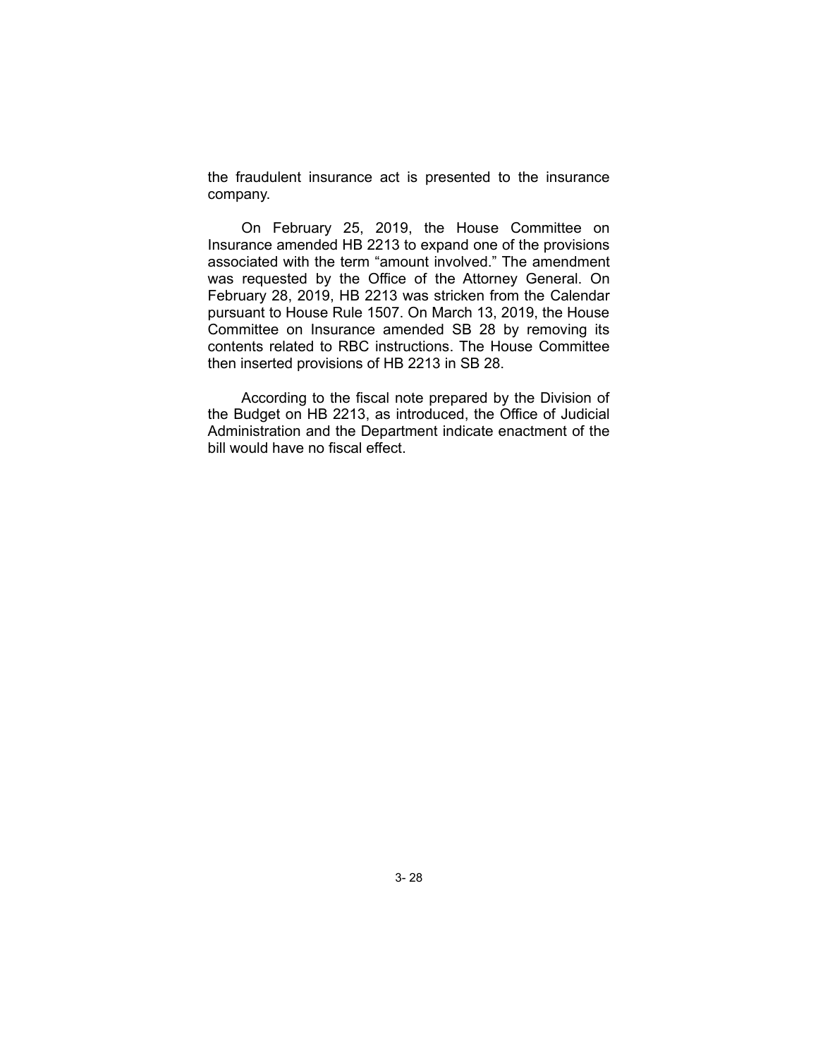the fraudulent insurance act is presented to the insurance company.

On February 25, 2019, the House Committee on Insurance amended HB 2213 to expand one of the provisions associated with the term "amount involved." The amendment was requested by the Office of the Attorney General. On February 28, 2019, HB 2213 was stricken from the Calendar pursuant to House Rule 1507. On March 13, 2019, the House Committee on Insurance amended SB 28 by removing its contents related to RBC instructions. The House Committee then inserted provisions of HB 2213 in SB 28.

According to the fiscal note prepared by the Division of the Budget on HB 2213, as introduced, the Office of Judicial Administration and the Department indicate enactment of the bill would have no fiscal effect.